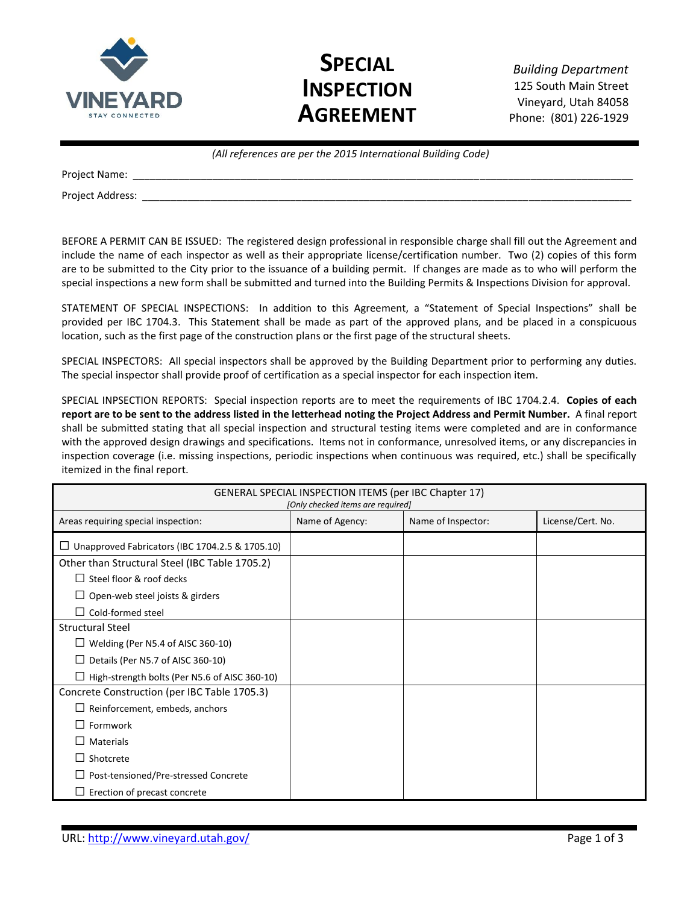VINEYARD
STAY CONNECTED

# SPECIAL INSPECTION AGREEMENT

*Building Department*
125 South Main Street
Vineyard, Utah 84058
Phone: (801) 226-1929

*(All references are per the 2015 International Building Code)*

Project Name: ____________________________________________

Project Address: ____________________________________________

BEFORE A PERMIT CAN BE ISSUED: The registered design professional in responsible charge shall fill out the Agreement and include the name of each inspector as well as their appropriate license/certification number. Two (2) copies of this form are to be submitted to the City prior to the issuance of a building permit. If changes are made as to who will perform the special inspections a new form shall be submitted and turned into the Building Permits & Inspections Division for approval.

STATEMENT OF SPECIAL INSPECTIONS: In addition to this Agreement, a "Statement of Special Inspections" shall be provided per IBC 1704.3. This Statement shall be made as part of the approved plans, and be placed in a conspicuous location, such as the first page of the construction plans or the first page of the structural sheets.

SPECIAL INSPECTORS: All special inspectors shall be approved by the Building Department prior to performing any duties. The special inspector shall provide proof of certification as a special inspector for each inspection item.

SPECIAL INPSECTION REPORTS: Special inspection reports are to meet the requirements of IBC 1704.2.4. **Copies of each report are to be sent to the address listed in the letterhead noting the Project Address and Permit Number.** A final report shall be submitted stating that all special inspection and structural testing items were completed and are in conformance with the approved design drawings and specifications. Items not in conformance, unresolved items, or any discrepancies in inspection coverage (i.e. missing inspections, periodic inspections when continuous was required, etc.) shall be specifically itemized in the final report.

| GENERAL SPECIAL INSPECTION ITEMS (per IBC Chapter 17) *[Only checked items are required]* | | | |
|---|---|---|---|
| Areas requiring special inspection: | Name of Agency: | Name of Inspector: | License/Cert. No. |
| ☐ Unapproved Fabricators (IBC 1704.2.5 & 1705.10) | | | |
| Other than Structural Steel (IBC Table 1705.2)<br>☐ Steel floor & roof decks<br>☐ Open-web steel joists & girders<br>☐ Cold-formed steel | | | |
| Structural Steel<br>☐ Welding (Per N5.4 of AISC 360-10)<br>☐ Details (Per N5.7 of AISC 360-10)<br>☐ High-strength bolts (Per N5.6 of AISC 360-10) | | | |
| Concrete Construction (per IBC Table 1705.3)<br>☐ Reinforcement, embeds, anchors<br>☐ Formwork<br>☐ Materials<br>☐ Shotcrete<br>☐ Post-tensioned/Pre-stressed Concrete<br>☐ Erection of precast concrete | | | |

URL: http://www.vineyard.utah.gov/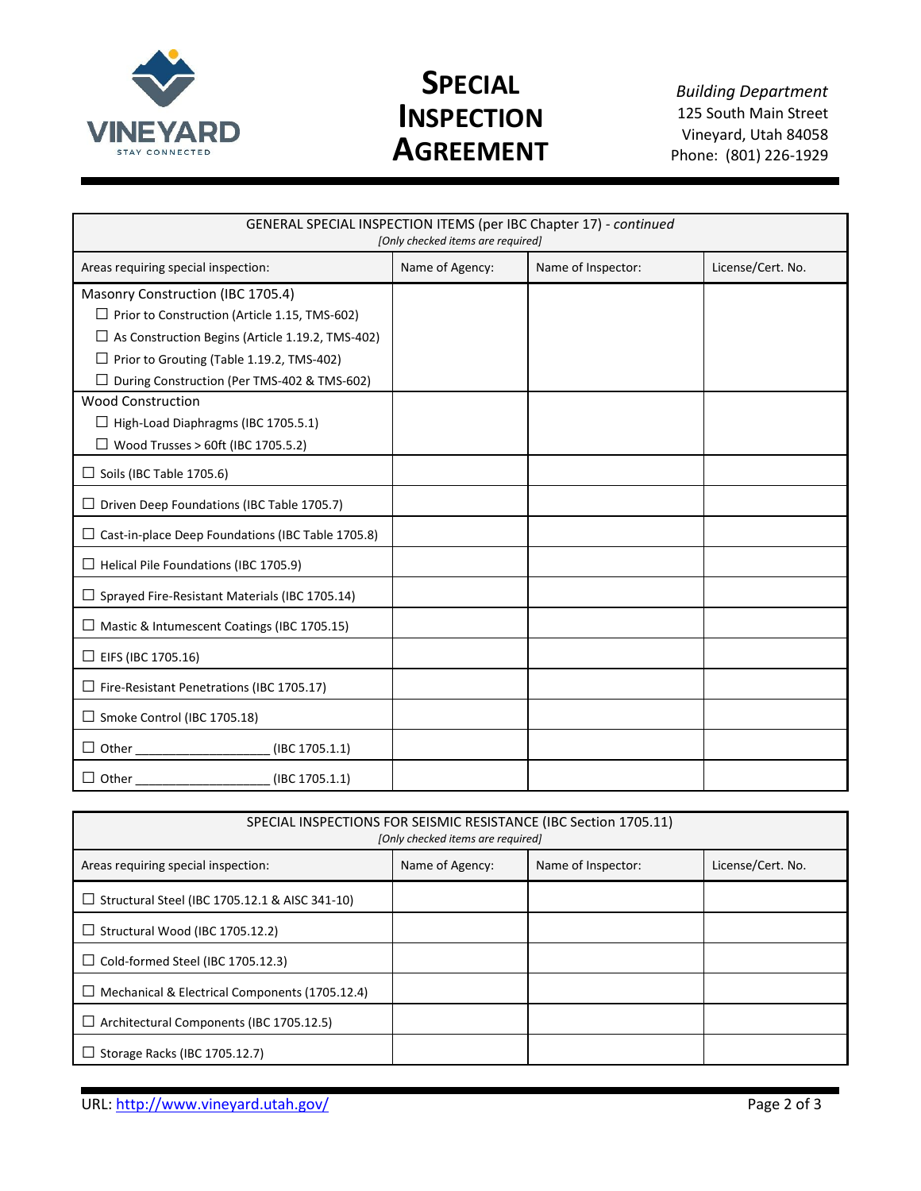# Special Inspection Agreement

*Building Department*
125 South Main Street
Vineyard, Utah 84058
Phone: (801) 226-1929

| GENERAL SPECIAL INSPECTION ITEMS (per IBC Chapter 17) - *continued* *[Only checked items are required]* | | | |
|---|---|---|---|
| Areas requiring special inspection: | Name of Agency: | Name of Inspector: | License/Cert. No. |
| Masonry Construction (IBC 1705.4)<br>☐ Prior to Construction (Article 1.15, TMS-602)<br>☐ As Construction Begins (Article 1.19.2, TMS-402)<br>☐ Prior to Grouting (Table 1.19.2, TMS-402)<br>☐ During Construction (Per TMS-402 & TMS-602) | | | |
| Wood Construction<br>☐ High-Load Diaphragms (IBC 1705.5.1)<br>☐ Wood Trusses > 60ft (IBC 1705.5.2) | | | |
| ☐ Soils (IBC Table 1705.6) | | | |
| ☐ Driven Deep Foundations (IBC Table 1705.7) | | | |
| ☐ Cast-in-place Deep Foundations (IBC Table 1705.8) | | | |
| ☐ Helical Pile Foundations (IBC 1705.9) | | | |
| ☐ Sprayed Fire-Resistant Materials (IBC 1705.14) | | | |
| ☐ Mastic & Intumescent Coatings (IBC 1705.15) | | | |
| ☐ EIFS (IBC 1705.16) | | | |
| ☐ Fire-Resistant Penetrations (IBC 1705.17) | | | |
| ☐ Smoke Control (IBC 1705.18) | | | |
| ☐ Other ___________________ (IBC 1705.1.1) | | | |
| ☐ Other ___________________ (IBC 1705.1.1) | | | |

| SPECIAL INSPECTIONS FOR SEISMIC RESISTANCE (IBC Section 1705.11) *[Only checked items are required]* | | | |
|---|---|---|---|
| Areas requiring special inspection: | Name of Agency: | Name of Inspector: | License/Cert. No. |
| ☐ Structural Steel (IBC 1705.12.1 & AISC 341-10) | | | |
| ☐ Structural Wood (IBC 1705.12.2) | | | |
| ☐ Cold-formed Steel (IBC 1705.12.3) | | | |
| ☐ Mechanical & Electrical Components (1705.12.4) | | | |
| ☐ Architectural Components (IBC 1705.12.5) | | | |
| ☐ Storage Racks (IBC 1705.12.7) | | | |

URL: http://www.vineyard.utah.gov/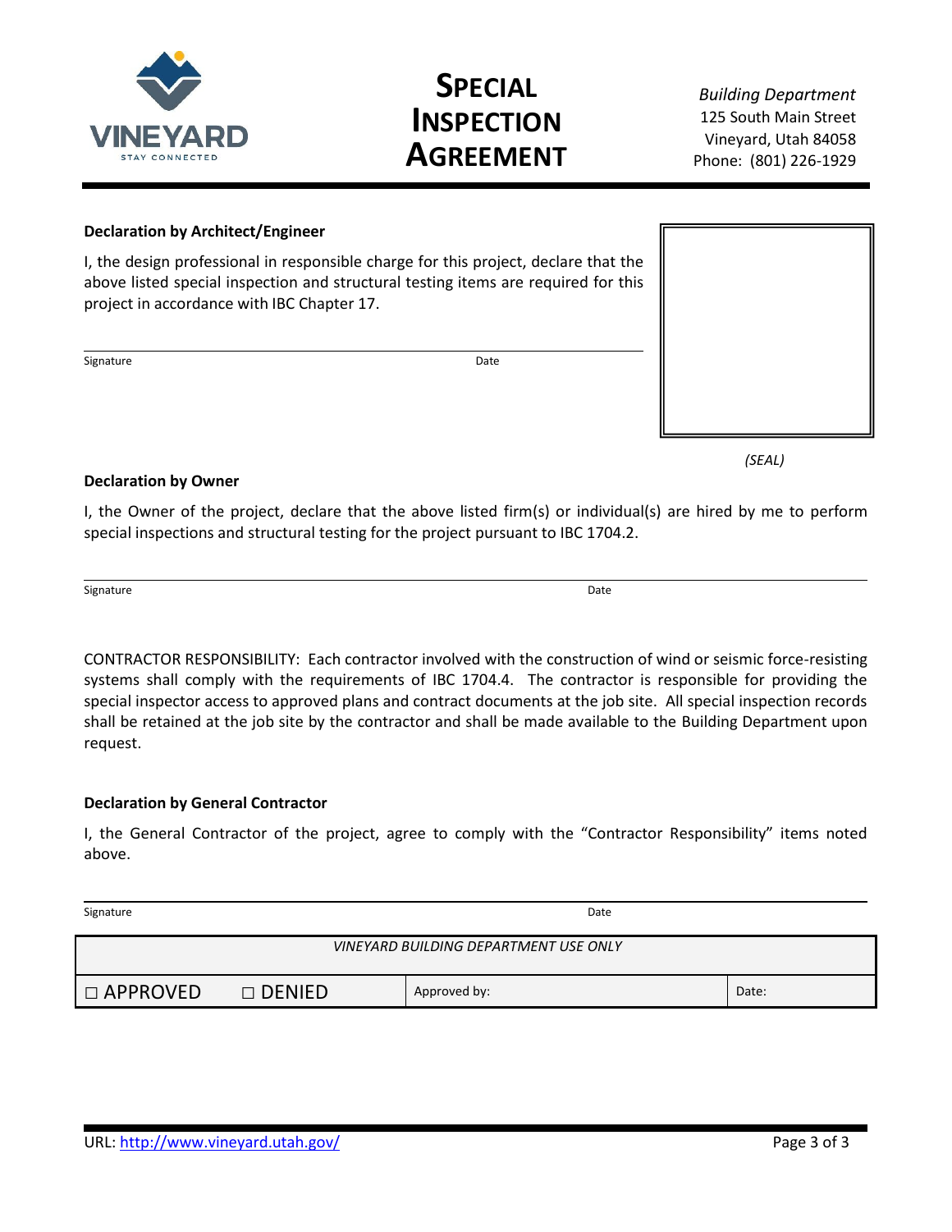# SPECIAL INSPECTION AGREEMENT

*Building Department*
125 South Main Street
Vineyard, Utah 84058
Phone: (801) 226-1929

**Declaration by Architect/Engineer**

I, the design professional in responsible charge for this project, declare that the above listed special inspection and structural testing items are required for this project in accordance with IBC Chapter 17.

Signature Date

*(SEAL)*

**Declaration by Owner**

I, the Owner of the project, declare that the above listed firm(s) or individual(s) are hired by me to perform special inspections and structural testing for the project pursuant to IBC 1704.2.

Signature Date

CONTRACTOR RESPONSIBILITY: Each contractor involved with the construction of wind or seismic force-resisting systems shall comply with the requirements of IBC 1704.4. The contractor is responsible for providing the special inspector access to approved plans and contract documents at the job site. All special inspection records shall be retained at the job site by the contractor and shall be made available to the Building Department upon request.

**Declaration by General Contractor**

I, the General Contractor of the project, agree to comply with the "Contractor Responsibility" items noted above.

Signature Date

| *VINEYARD BUILDING DEPARTMENT USE ONLY* | | |
|---|---|---|
| ☐ APPROVED ☐ DENIED | Approved by: | Date: |